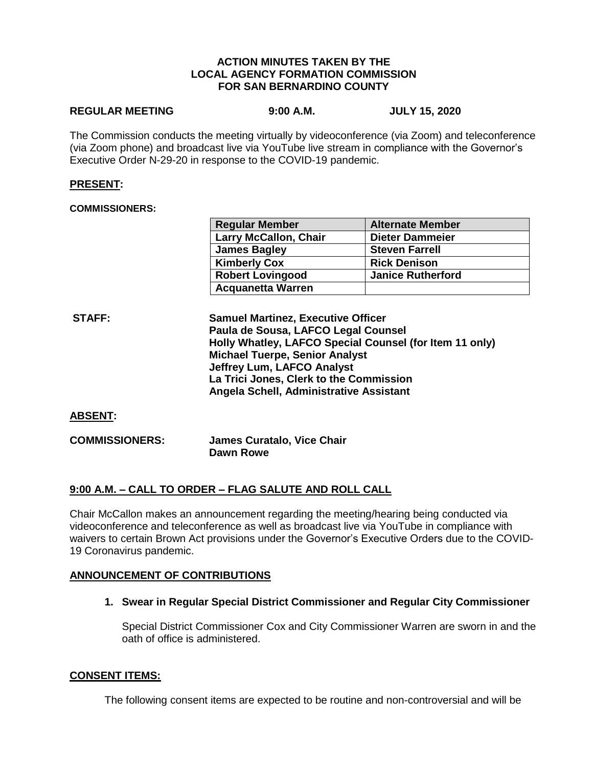**ACTION MINUTES TAKEN BY THE LOCAL AGENCY FORMATION COMMISSION FOR SAN BERNARDINO COUNTY**

**REGULAR MEETING 9:00 A.M. JULY 15, 2020**

The Commission conducts the meeting virtually by videoconference (via Zoom) and teleconference (via Zoom phone) and broadcast live via YouTube live stream in compliance with the Governor's Executive Order N-29-20 in response to the COVID-19 pandemic.

## PRESENT:

**COMMISSIONERS:**

| Regular Member | Alternate Member |
|---|---|
| Larry McCallon, Chair | Dieter Dammeier |
| James Bagley | Steven Farrell |
| Kimberly Cox | Rick Denison |
| Robert Lovingood | Janice Rutherford |
| Acquanetta Warren | |

**STAFF:**
**Samuel Martinez, Executive Officer**
**Paula de Sousa, LAFCO Legal Counsel**
**Holly Whatley, LAFCO Special Counsel (for Item 11 only)**
**Michael Tuerpe, Senior Analyst**
**Jeffrey Lum, LAFCO Analyst**
**La Trici Jones, Clerk to the Commission**
**Angela Schell, Administrative Assistant**

## ABSENT:

**COMMISSIONERS:** **James Curatalo, Vice Chair**
**Dawn Rowe**

## 9:00 A.M. – CALL TO ORDER – FLAG SALUTE AND ROLL CALL

Chair McCallon makes an announcement regarding the meeting/hearing being conducted via videoconference and teleconference as well as broadcast live via YouTube in compliance with waivers to certain Brown Act provisions under the Governor's Executive Orders due to the COVID-19 Coronavirus pandemic.

## ANNOUNCEMENT OF CONTRIBUTIONS

**1. Swear in Regular Special District Commissioner and Regular City Commissioner**

Special District Commissioner Cox and City Commissioner Warren are sworn in and the oath of office is administered.

## CONSENT ITEMS:

The following consent items are expected to be routine and non-controversial and will be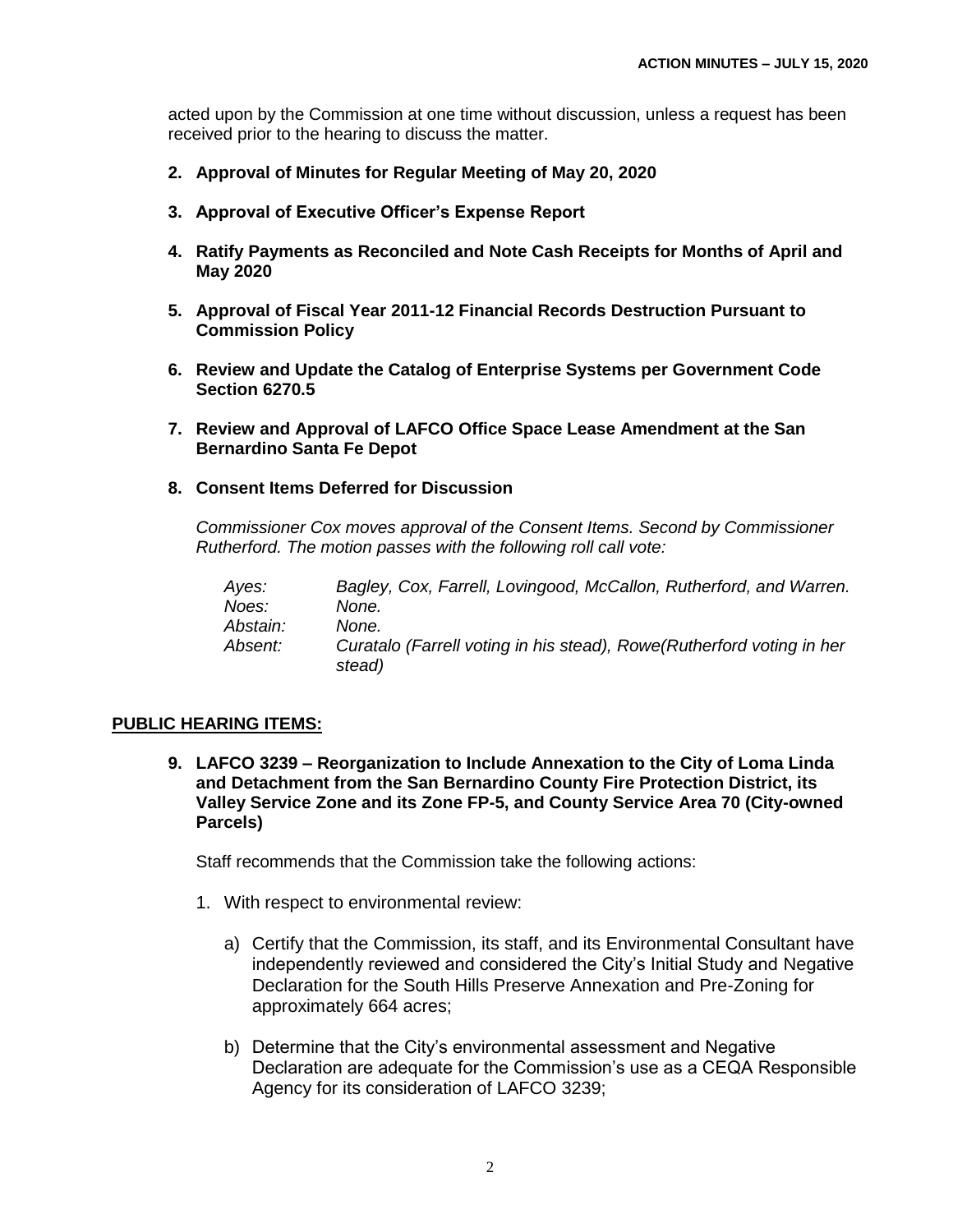acted upon by the Commission at one time without discussion, unless a request has been received prior to the hearing to discuss the matter.

**2. Approval of Minutes for Regular Meeting of May 20, 2020**

**3. Approval of Executive Officer's Expense Report**

**4. Ratify Payments as Reconciled and Note Cash Receipts for Months of April and May 2020**

**5. Approval of Fiscal Year 2011-12 Financial Records Destruction Pursuant to Commission Policy**

**6. Review and Update the Catalog of Enterprise Systems per Government Code Section 6270.5**

**7. Review and Approval of LAFCO Office Space Lease Amendment at the San Bernardino Santa Fe Depot**

**8. Consent Items Deferred for Discussion**

*Commissioner Cox moves approval of the Consent Items. Second by Commissioner Rutherford. The motion passes with the following roll call vote:*

| | |
|---|---|
| *Ayes:* | *Bagley, Cox, Farrell, Lovingood, McCallon, Rutherford, and Warren.* |
| *Noes:* | *None.* |
| *Abstain:* | *None.* |
| *Absent:* | *Curatalo (Farrell voting in his stead), Rowe(Rutherford voting in her stead)* |

## PUBLIC HEARING ITEMS:

**9. LAFCO 3239 – Reorganization to Include Annexation to the City of Loma Linda and Detachment from the San Bernardino County Fire Protection District, its Valley Service Zone and its Zone FP-5, and County Service Area 70 (City-owned Parcels)**

Staff recommends that the Commission take the following actions:

1. With respect to environmental review:

   a) Certify that the Commission, its staff, and its Environmental Consultant have independently reviewed and considered the City's Initial Study and Negative Declaration for the South Hills Preserve Annexation and Pre-Zoning for approximately 664 acres;

   b) Determine that the City's environmental assessment and Negative Declaration are adequate for the Commission's use as a CEQA Responsible Agency for its consideration of LAFCO 3239;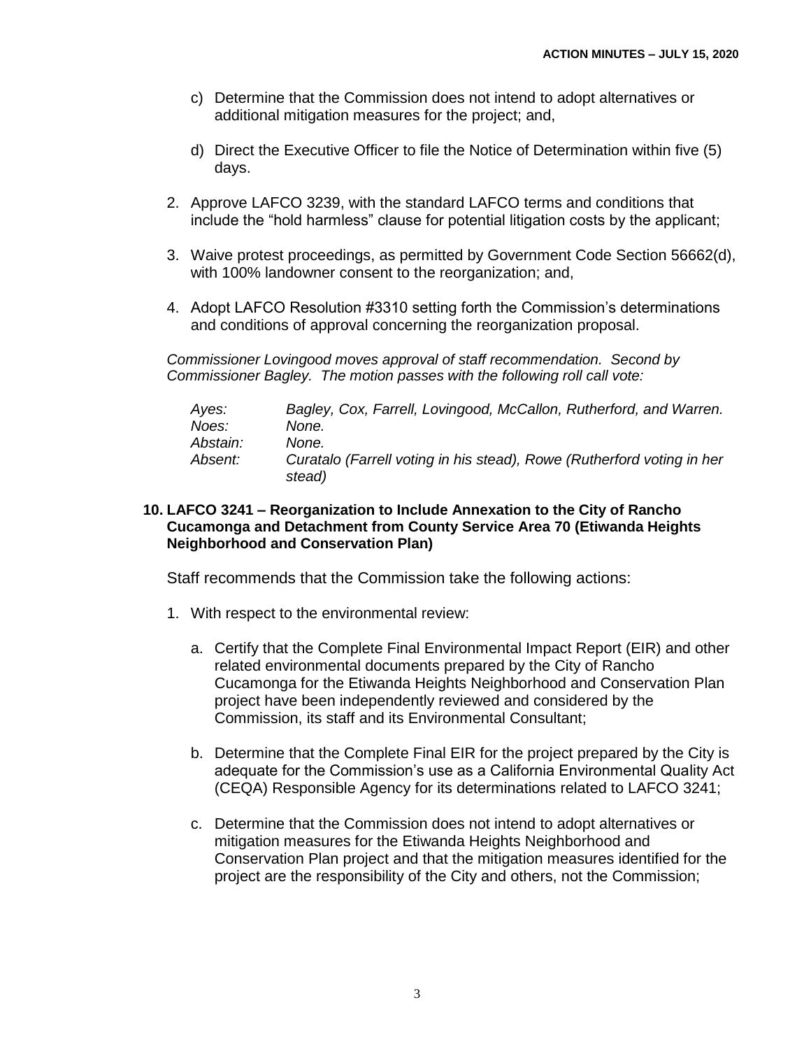c) Determine that the Commission does not intend to adopt alternatives or additional mitigation measures for the project; and,

d) Direct the Executive Officer to file the Notice of Determination within five (5) days.

2. Approve LAFCO 3239, with the standard LAFCO terms and conditions that include the "hold harmless" clause for potential litigation costs by the applicant;

3. Waive protest proceedings, as permitted by Government Code Section 56662(d), with 100% landowner consent to the reorganization; and,

4. Adopt LAFCO Resolution #3310 setting forth the Commission's determinations and conditions of approval concerning the reorganization proposal.

*Commissioner Lovingood moves approval of staff recommendation. Second by Commissioner Bagley. The motion passes with the following roll call vote:*

| | |
|---|---|
| *Ayes:* | *Bagley, Cox, Farrell, Lovingood, McCallon, Rutherford, and Warren.* |
| *Noes:* | *None.* |
| *Abstain:* | *None.* |
| *Absent:* | *Curatalo (Farrell voting in his stead), Rowe (Rutherford voting in her stead)* |

**10. LAFCO 3241 – Reorganization to Include Annexation to the City of Rancho Cucamonga and Detachment from County Service Area 70 (Etiwanda Heights Neighborhood and Conservation Plan)**

Staff recommends that the Commission take the following actions:

1. With respect to the environmental review:

   a. Certify that the Complete Final Environmental Impact Report (EIR) and other related environmental documents prepared by the City of Rancho Cucamonga for the Etiwanda Heights Neighborhood and Conservation Plan project have been independently reviewed and considered by the Commission, its staff and its Environmental Consultant;

   b. Determine that the Complete Final EIR for the project prepared by the City is adequate for the Commission's use as a California Environmental Quality Act (CEQA) Responsible Agency for its determinations related to LAFCO 3241;

   c. Determine that the Commission does not intend to adopt alternatives or mitigation measures for the Etiwanda Heights Neighborhood and Conservation Plan project and that the mitigation measures identified for the project are the responsibility of the City and others, not the Commission;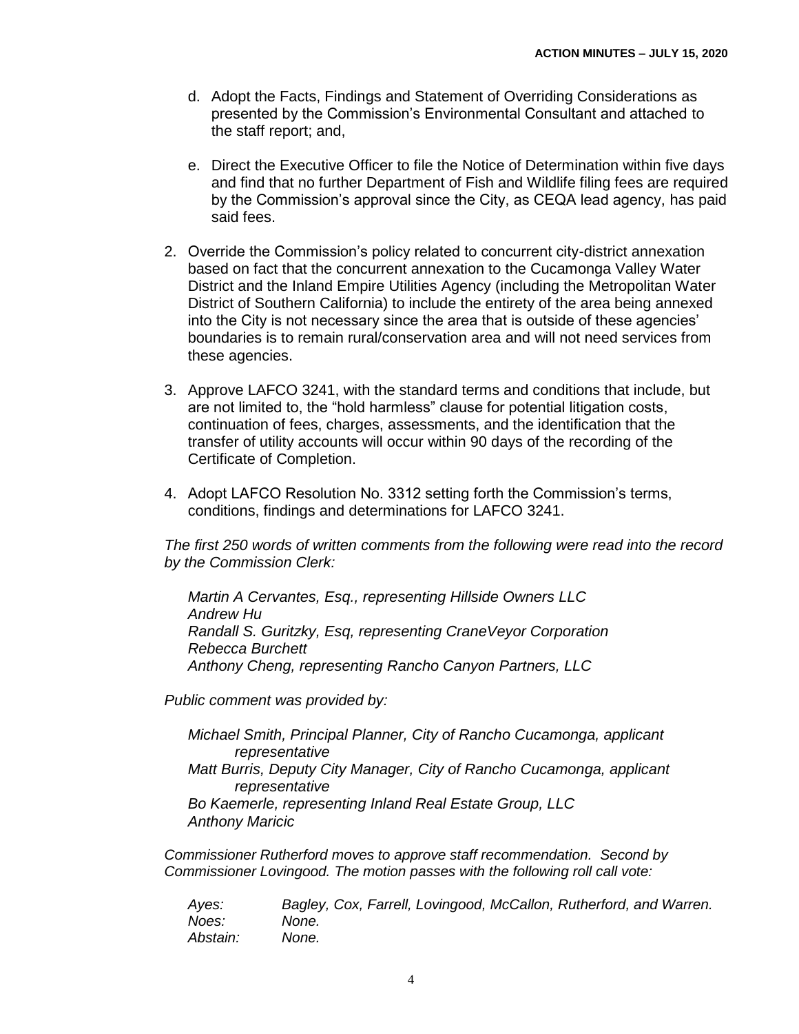d. Adopt the Facts, Findings and Statement of Overriding Considerations as presented by the Commission's Environmental Consultant and attached to the staff report; and,

e. Direct the Executive Officer to file the Notice of Determination within five days and find that no further Department of Fish and Wildlife filing fees are required by the Commission's approval since the City, as CEQA lead agency, has paid said fees.

2. Override the Commission's policy related to concurrent city-district annexation based on fact that the concurrent annexation to the Cucamonga Valley Water District and the Inland Empire Utilities Agency (including the Metropolitan Water District of Southern California) to include the entirety of the area being annexed into the City is not necessary since the area that is outside of these agencies' boundaries is to remain rural/conservation area and will not need services from these agencies.

3. Approve LAFCO 3241, with the standard terms and conditions that include, but are not limited to, the "hold harmless" clause for potential litigation costs, continuation of fees, charges, assessments, and the identification that the transfer of utility accounts will occur within 90 days of the recording of the Certificate of Completion.

4. Adopt LAFCO Resolution No. 3312 setting forth the Commission's terms, conditions, findings and determinations for LAFCO 3241.

*The first 250 words of written comments from the following were read into the record by the Commission Clerk:*

*Martin A Cervantes, Esq., representing Hillside Owners LLC*
*Andrew Hu*
*Randall S. Guritzky, Esq, representing CraneVeyor Corporation*
*Rebecca Burchett*
*Anthony Cheng, representing Rancho Canyon Partners, LLC*

*Public comment was provided by:*

*Michael Smith, Principal Planner, City of Rancho Cucamonga, applicant representative*
*Matt Burris, Deputy City Manager, City of Rancho Cucamonga, applicant representative*
*Bo Kaemerle, representing Inland Real Estate Group, LLC*
*Anthony Maricic*

*Commissioner Rutherford moves to approve staff recommendation. Second by Commissioner Lovingood. The motion passes with the following roll call vote:*

*Ayes: Bagley, Cox, Farrell, Lovingood, McCallon, Rutherford, and Warren.*
*Noes: None.*
*Abstain: None.*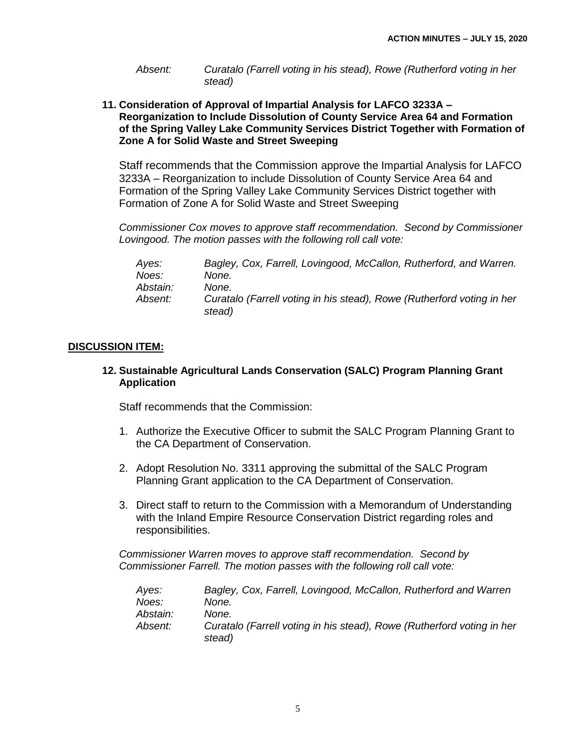*Absent: Curatalo (Farrell voting in his stead), Rowe (Rutherford voting in her stead)*

**11. Consideration of Approval of Impartial Analysis for LAFCO 3233A – Reorganization to Include Dissolution of County Service Area 64 and Formation of the Spring Valley Lake Community Services District Together with Formation of Zone A for Solid Waste and Street Sweeping**

Staff recommends that the Commission approve the Impartial Analysis for LAFCO 3233A – Reorganization to include Dissolution of County Service Area 64 and Formation of the Spring Valley Lake Community Services District together with Formation of Zone A for Solid Waste and Street Sweeping

*Commissioner Cox moves to approve staff recommendation. Second by Commissioner Lovingood. The motion passes with the following roll call vote:*

*Ayes: Bagley, Cox, Farrell, Lovingood, McCallon, Rutherford, and Warren.*
*Noes: None.*
*Abstain: None.*
*Absent: Curatalo (Farrell voting in his stead), Rowe (Rutherford voting in her stead)*

**DISCUSSION ITEM:**

**12. Sustainable Agricultural Lands Conservation (SALC) Program Planning Grant Application**

Staff recommends that the Commission:

1. Authorize the Executive Officer to submit the SALC Program Planning Grant to the CA Department of Conservation.

2. Adopt Resolution No. 3311 approving the submittal of the SALC Program Planning Grant application to the CA Department of Conservation.

3. Direct staff to return to the Commission with a Memorandum of Understanding with the Inland Empire Resource Conservation District regarding roles and responsibilities.

*Commissioner Warren moves to approve staff recommendation. Second by Commissioner Farrell. The motion passes with the following roll call vote:*

*Ayes: Bagley, Cox, Farrell, Lovingood, McCallon, Rutherford and Warren*
*Noes: None.*
*Abstain: None.*
*Absent: Curatalo (Farrell voting in his stead), Rowe (Rutherford voting in her stead)*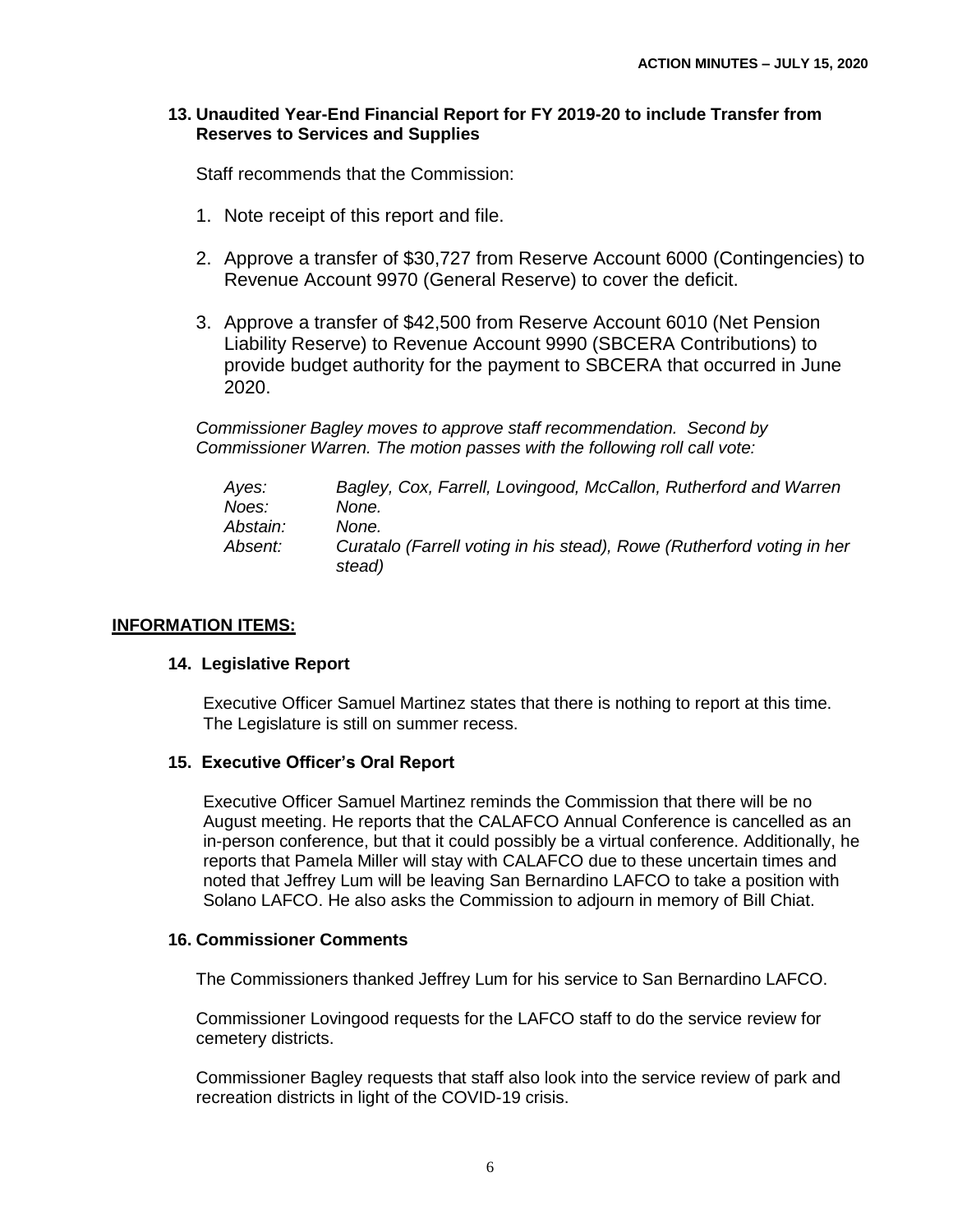**13. Unaudited Year-End Financial Report for FY 2019-20 to include Transfer from Reserves to Services and Supplies**

Staff recommends that the Commission:

1. Note receipt of this report and file.
2. Approve a transfer of $30,727 from Reserve Account 6000 (Contingencies) to Revenue Account 9970 (General Reserve) to cover the deficit.
3. Approve a transfer of $42,500 from Reserve Account 6010 (Net Pension Liability Reserve) to Revenue Account 9990 (SBCERA Contributions) to provide budget authority for the payment to SBCERA that occurred in June 2020.

*Commissioner Bagley moves to approve staff recommendation. Second by Commissioner Warren. The motion passes with the following roll call vote:*

| | |
|---|---|
| *Ayes:* | *Bagley, Cox, Farrell, Lovingood, McCallon, Rutherford and Warren* |
| *Noes:* | *None.* |
| *Abstain:* | *None.* |
| *Absent:* | *Curatalo (Farrell voting in his stead), Rowe (Rutherford voting in her stead)* |

## INFORMATION ITEMS:

**14. Legislative Report**

Executive Officer Samuel Martinez states that there is nothing to report at this time. The Legislature is still on summer recess.

**15. Executive Officer's Oral Report**

Executive Officer Samuel Martinez reminds the Commission that there will be no August meeting. He reports that the CALAFCO Annual Conference is cancelled as an in-person conference, but that it could possibly be a virtual conference. Additionally, he reports that Pamela Miller will stay with CALAFCO due to these uncertain times and noted that Jeffrey Lum will be leaving San Bernardino LAFCO to take a position with Solano LAFCO. He also asks the Commission to adjourn in memory of Bill Chiat.

**16. Commissioner Comments**

The Commissioners thanked Jeffrey Lum for his service to San Bernardino LAFCO.

Commissioner Lovingood requests for the LAFCO staff to do the service review for cemetery districts.

Commissioner Bagley requests that staff also look into the service review of park and recreation districts in light of the COVID-19 crisis.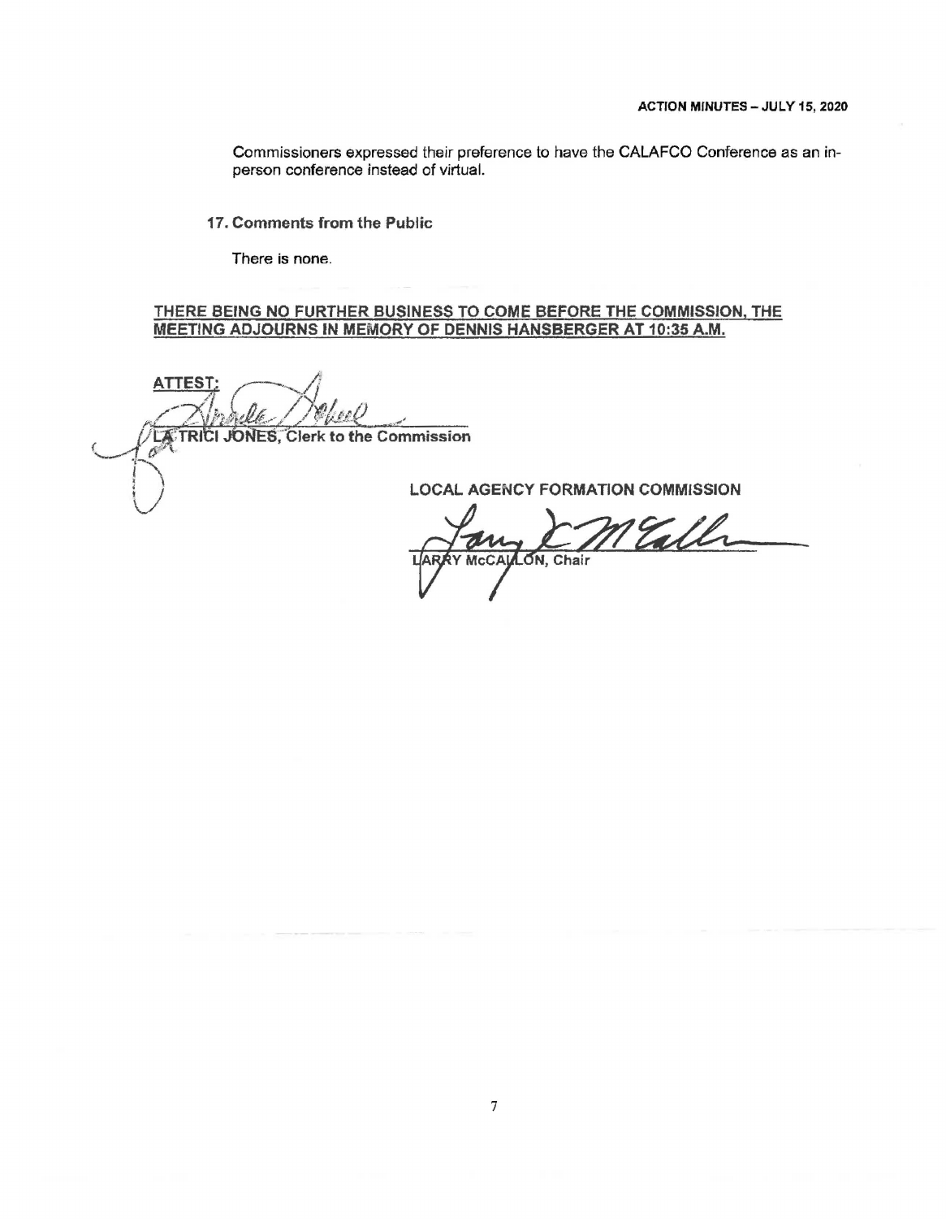Commissioners expressed their preference to have the CALAFCO Conference as an in-person conference instead of virtual.

**17. Comments from the Public**

There is none.

**THERE BEING NO FURTHER BUSINESS TO COME BEFORE THE COMMISSION, THE MEETING ADJOURNS IN MEMORY OF DENNIS HANSBERGER AT 10:35 A.M.**

**ATTEST:**

**LATRICI JONES, Clerk to the Commission**

**LOCAL AGENCY FORMATION COMMISSION**

**LARRY McCALLON, Chair**